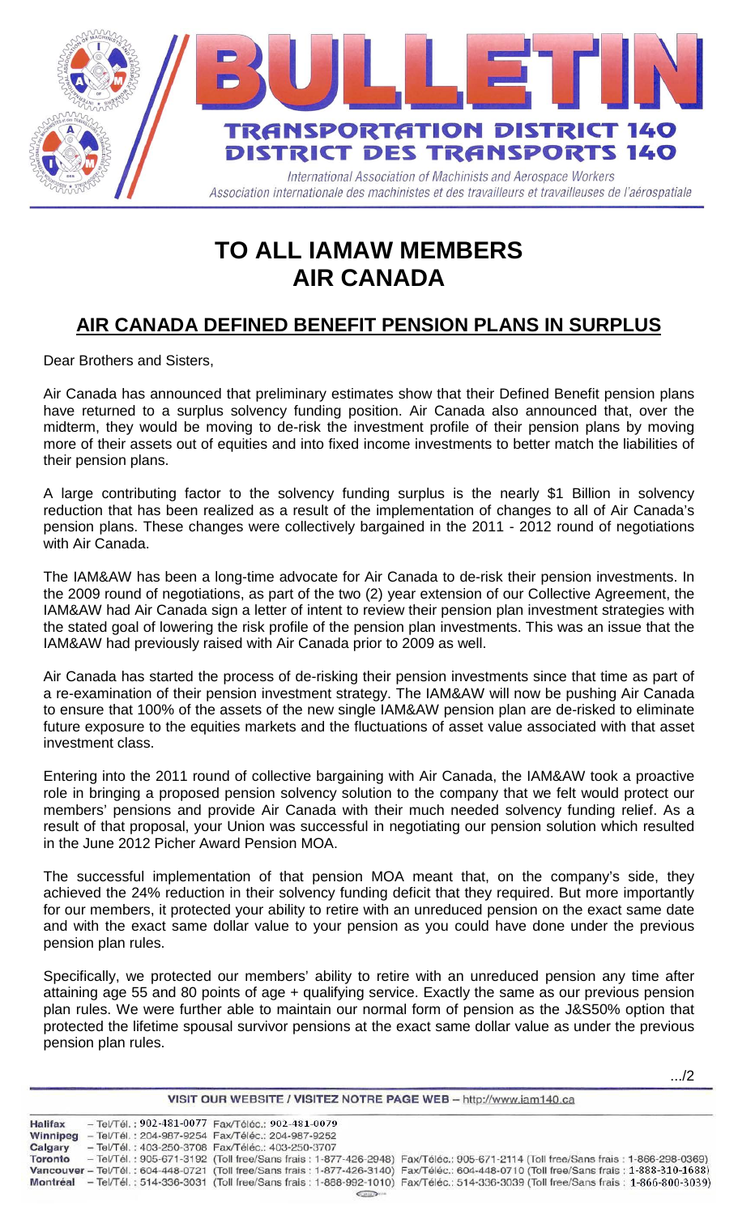# BULLETIN

**TRANSPORTATION DISTRICT 140**
**DISTRICT DES TRANSPORTS 140**

*International Association of Machinists and Aerospace Workers*
*Association internationale des machinistes et des travailleurs et travailleuses de l'aérospatiale*

# TO ALL IAMAW MEMBERS
# AIR CANADA

## AIR CANADA DEFINED BENEFIT PENSION PLANS IN SURPLUS

Dear Brothers and Sisters,

Air Canada has announced that preliminary estimates show that their Defined Benefit pension plans have returned to a surplus solvency funding position. Air Canada also announced that, over the midterm, they would be moving to de-risk the investment profile of their pension plans by moving more of their assets out of equities and into fixed income investments to better match the liabilities of their pension plans.

A large contributing factor to the solvency funding surplus is the nearly $1 Billion in solvency reduction that has been realized as a result of the implementation of changes to all of Air Canada's pension plans. These changes were collectively bargained in the 2011 - 2012 round of negotiations with Air Canada.

The IAM&AW has been a long-time advocate for Air Canada to de-risk their pension investments. In the 2009 round of negotiations, as part of the two (2) year extension of our Collective Agreement, the IAM&AW had Air Canada sign a letter of intent to review their pension plan investment strategies with the stated goal of lowering the risk profile of the pension plan investments. This was an issue that the IAM&AW had previously raised with Air Canada prior to 2009 as well.

Air Canada has started the process of de-risking their pension investments since that time as part of a re-examination of their pension investment strategy. The IAM&AW will now be pushing Air Canada to ensure that 100% of the assets of the new single IAM&AW pension plan are de-risked to eliminate future exposure to the equities markets and the fluctuations of asset value associated with that asset investment class.

Entering into the 2011 round of collective bargaining with Air Canada, the IAM&AW took a proactive role in bringing a proposed pension solvency solution to the company that we felt would protect our members' pensions and provide Air Canada with their much needed solvency funding relief. As a result of that proposal, your Union was successful in negotiating our pension solution which resulted in the June 2012 Picher Award Pension MOA.

The successful implementation of that pension MOA meant that, on the company's side, they achieved the 24% reduction in their solvency funding deficit that they required. But more importantly for our members, it protected your ability to retire with an unreduced pension on the exact same date and with the exact same dollar value to your pension as you could have done under the previous pension plan rules.

Specifically, we protected our members' ability to retire with an unreduced pension any time after attaining age 55 and 80 points of age + qualifying service. Exactly the same as our previous pension plan rules. We were further able to maintain our normal form of pension as the J&S50% option that protected the lifetime spousal survivor pensions at the exact same dollar value as under the previous pension plan rules.

.../2

VISIT OUR WEBSITE / VISITEZ NOTRE PAGE WEB – http://www.iam140.ca

**Halifax** – Tel/Tél. : 902-481-0077 Fax/Téléc.: 902-481-0079
**Winnipeg** – Tel/Tél. : 204-987-9254 Fax/Téléc.: 204-987-9252
**Calgary** – Tel/Tél. : 403-250-3708 Fax/Téléc.: 403-250-3707
**Toronto** – Tel/Tél. : 905-671-3192 (Toll free/Sans frais : 1-877-426-2948) Fax/Téléc.: 905-671-2114 (Toll free/Sans frais : 1-866-298-0369)
**Vancouver** – Tel/Tél. : 604-448-0721 (Toll free/Sans frais : 1-877-426-3140) Fax/Téléc.: 604-448-0710 (Toll free/Sans frais : 1-888-310-1688)
**Montréal** – Tel/Tél. : 514-336-3031 (Toll free/Sans frais : 1-888-992-1010) Fax/Téléc.: 514-336-3039 (Toll free/Sans frais : 1-866-800-3039)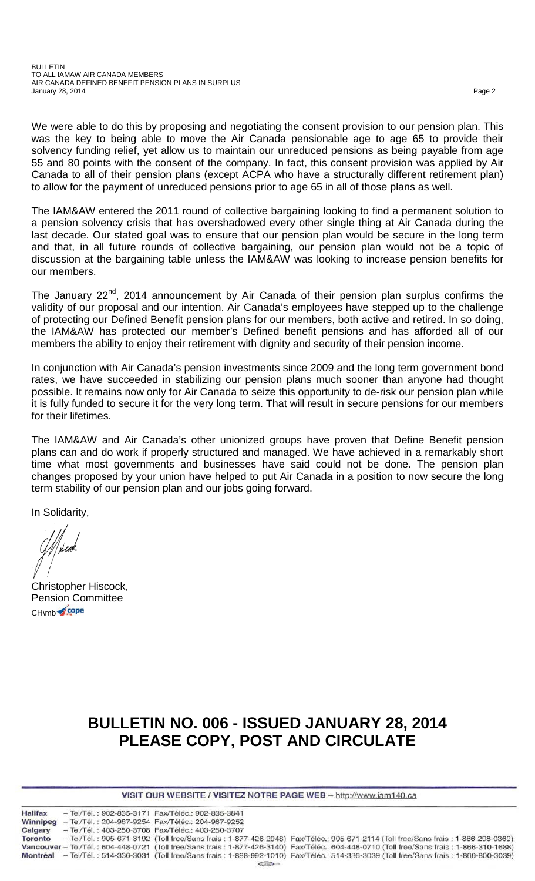We were able to do this by proposing and negotiating the consent provision to our pension plan. This was the key to being able to move the Air Canada pensionable age to age 65 to provide their solvency funding relief, yet allow us to maintain our unreduced pensions as being payable from age 55 and 80 points with the consent of the company. In fact, this consent provision was applied by Air Canada to all of their pension plans (except ACPA who have a structurally different retirement plan) to allow for the payment of unreduced pensions prior to age 65 in all of those plans as well.

The IAM&AW entered the 2011 round of collective bargaining looking to find a permanent solution to a pension solvency crisis that has overshadowed every other single thing at Air Canada during the last decade. Our stated goal was to ensure that our pension plan would be secure in the long term and that, in all future rounds of collective bargaining, our pension plan would not be a topic of discussion at the bargaining table unless the IAM&AW was looking to increase pension benefits for our members.

The January 22nd, 2014 announcement by Air Canada of their pension plan surplus confirms the validity of our proposal and our intention. Air Canada's employees have stepped up to the challenge of protecting our Defined Benefit pension plans for our members, both active and retired. In so doing, the IAM&AW has protected our member's Defined benefit pensions and has afforded all of our members the ability to enjoy their retirement with dignity and security of their pension income.

In conjunction with Air Canada's pension investments since 2009 and the long term government bond rates, we have succeeded in stabilizing our pension plans much sooner than anyone had thought possible. It remains now only for Air Canada to seize this opportunity to de-risk our pension plan while it is fully funded to secure it for the very long term. That will result in secure pensions for our members for their lifetimes.

The IAM&AW and Air Canada's other unionized groups have proven that Define Benefit pension plans can and do work if properly structured and managed. We have achieved in a remarkably short time what most governments and businesses have said could not be done. The pension plan changes proposed by your union have helped to put Air Canada in a position to now secure the long term stability of our pension plan and our jobs going forward.

In Solidarity,

Christopher Hiscock,
Pension Committee
CH\mb cope

**BULLETIN NO. 006 - ISSUED JANUARY 28, 2014**
**PLEASE COPY, POST AND CIRCULATE**

VISIT OUR WEBSITE / VISITEZ NOTRE PAGE WEB – http://www.iam140.ca

**Halifax** – Tel/Tél. : 902-835-3171 Fax/Téléc.: 902-835-3841
**Winnipeg** – Tel/Tél. : 204-987-9254 Fax/Téléc.: 204-987-9252
**Calgary** – Tel/Tél. : 403-250-3708 Fax/Téléc.: 403-250-3707
**Toronto** – Tel/Tél. : 905-671-3192 (Toll free/Sans frais : 1-877-426-2948) Fax/Téléc.: 905-671-2114 (Toll free/Sans frais : 1-866-298-0369)
**Vancouver** – Tel/Tél. : 604-448-0721 (Toll free/Sans frais : 1-877-426-3140) Fax/Téléc.: 604-448-0710 (Toll free/Sans frais : 1-866-310-1688)
**Montréal** – Tel/Tél. : 514-336-3031 (Toll free/Sans frais : 1-888-992-1010) Fax/Téléc.: 514-336-3039 (Toll free/Sans frais : 1-866-800-3039)